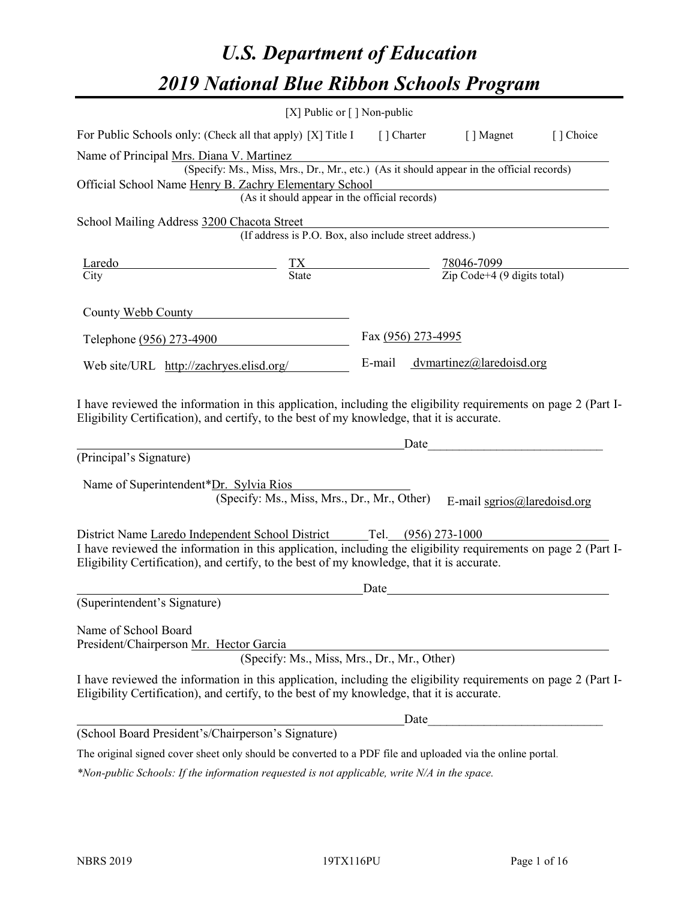# U.S. Department of Education
# 2019 National Blue Ribbon Schools Program

[X] Public or [ ] Non-public

For Public Schools only: (Check all that apply) [X] Title I [ ] Charter [ ] Magnet [ ] Choice

Name of Principal Mrs. Diana V. Martinez
(Specify: Ms., Miss, Mrs., Dr., Mr., etc.) (As it should appear in the official records)

Official School Name Henry B. Zachry Elementary School
(As it should appear in the official records)

School Mailing Address 3200 Chacota Street
(If address is P.O. Box, also include street address.)

| Laredo | TX | 78046-7099 |
|---|---|---|
| City | State | Zip Code+4 (9 digits total) |

County Webb County

Telephone (956) 273-4900 Fax (956) 273-4995

Web site/URL http://zachryes.elisd.org/ E-mail dvmartinez@laredoisd.org

I have reviewed the information in this application, including the eligibility requirements on page 2 (Part I-Eligibility Certification), and certify, to the best of my knowledge, that it is accurate.

_________________________________________________ Date___________________________

(Principal's Signature)

Name of Superintendent*Dr. Sylvia Rios
(Specify: Ms., Miss, Mrs., Dr., Mr., Other) E-mail sgrios@laredoisd.org

District Name Laredo Independent School District Tel. (956) 273-1000

I have reviewed the information in this application, including the eligibility requirements on page 2 (Part I-Eligibility Certification), and certify, to the best of my knowledge, that it is accurate.

_________________________________________________ Date___________________________

(Superintendent's Signature)

Name of School Board
President/Chairperson Mr. Hector Garcia
(Specify: Ms., Miss, Mrs., Dr., Mr., Other)

I have reviewed the information in this application, including the eligibility requirements on page 2 (Part I-Eligibility Certification), and certify, to the best of my knowledge, that it is accurate.

_________________________________________________ Date___________________________

(School Board President's/Chairperson's Signature)

The original signed cover sheet only should be converted to a PDF file and uploaded via the online portal.

*\*Non-public Schools: If the information requested is not applicable, write N/A in the space.*

NBRS 2019 19TX116PU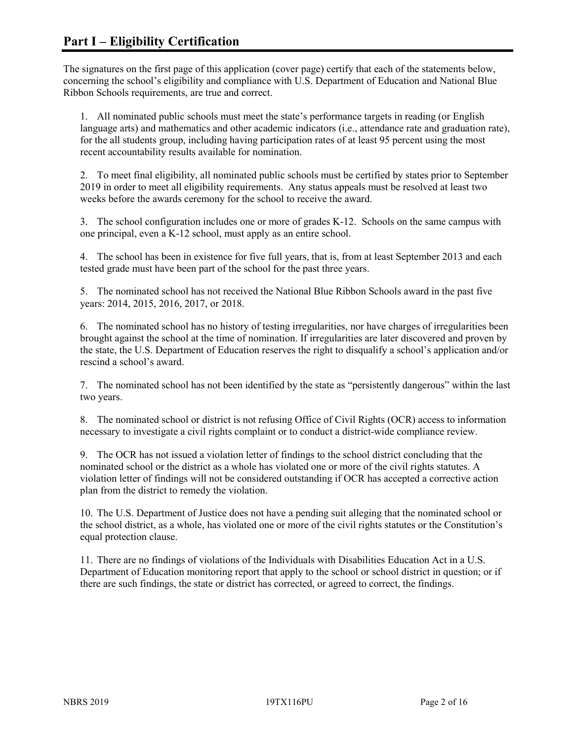## Part I – Eligibility Certification

The signatures on the first page of this application (cover page) certify that each of the statements below, concerning the school's eligibility and compliance with U.S. Department of Education and National Blue Ribbon Schools requirements, are true and correct.

1. All nominated public schools must meet the state's performance targets in reading (or English language arts) and mathematics and other academic indicators (i.e., attendance rate and graduation rate), for the all students group, including having participation rates of at least 95 percent using the most recent accountability results available for nomination.

2. To meet final eligibility, all nominated public schools must be certified by states prior to September 2019 in order to meet all eligibility requirements. Any status appeals must be resolved at least two weeks before the awards ceremony for the school to receive the award.

3. The school configuration includes one or more of grades K-12. Schools on the same campus with one principal, even a K-12 school, must apply as an entire school.

4. The school has been in existence for five full years, that is, from at least September 2013 and each tested grade must have been part of the school for the past three years.

5. The nominated school has not received the National Blue Ribbon Schools award in the past five years: 2014, 2015, 2016, 2017, or 2018.

6. The nominated school has no history of testing irregularities, nor have charges of irregularities been brought against the school at the time of nomination. If irregularities are later discovered and proven by the state, the U.S. Department of Education reserves the right to disqualify a school's application and/or rescind a school's award.

7. The nominated school has not been identified by the state as "persistently dangerous" within the last two years.

8. The nominated school or district is not refusing Office of Civil Rights (OCR) access to information necessary to investigate a civil rights complaint or to conduct a district-wide compliance review.

9. The OCR has not issued a violation letter of findings to the school district concluding that the nominated school or the district as a whole has violated one or more of the civil rights statutes. A violation letter of findings will not be considered outstanding if OCR has accepted a corrective action plan from the district to remedy the violation.

10. The U.S. Department of Justice does not have a pending suit alleging that the nominated school or the school district, as a whole, has violated one or more of the civil rights statutes or the Constitution's equal protection clause.

11. There are no findings of violations of the Individuals with Disabilities Education Act in a U.S. Department of Education monitoring report that apply to the school or school district in question; or if there are such findings, the state or district has corrected, or agreed to correct, the findings.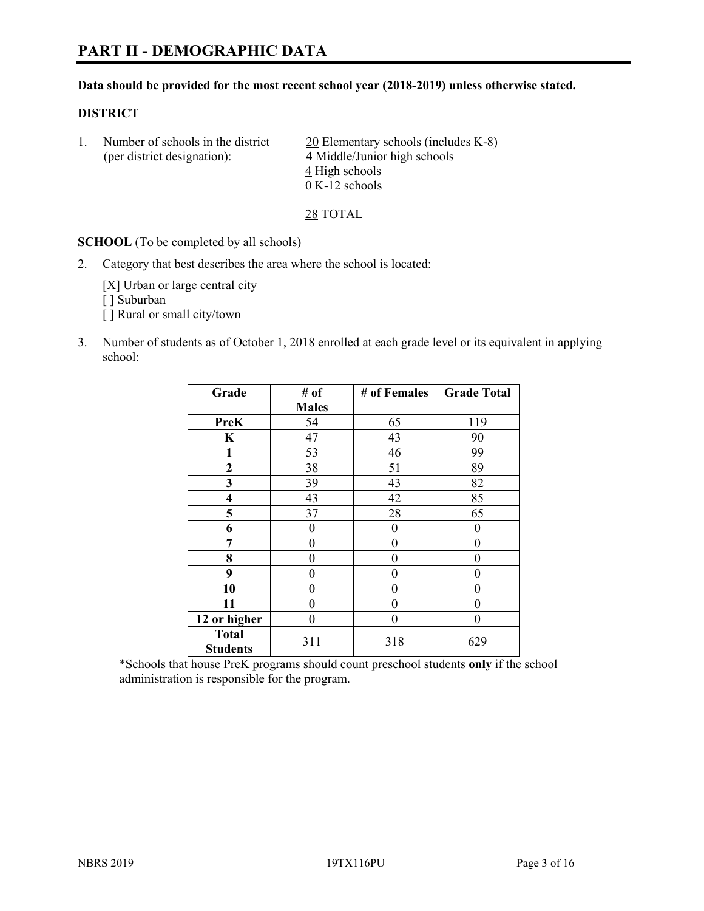# PART II - DEMOGRAPHIC DATA

**Data should be provided for the most recent school year (2018-2019) unless otherwise stated.**

**DISTRICT**

1. Number of schools in the district (per district designation):
   - 20 Elementary schools (includes K-8)
   - 4 Middle/Junior high schools
   - 4 High schools
   - 0 K-12 schools

   28 TOTAL

**SCHOOL** (To be completed by all schools)

2. Category that best describes the area where the school is located:

   [X] Urban or large central city
   [ ] Suburban
   [ ] Rural or small city/town

3. Number of students as of October 1, 2018 enrolled at each grade level or its equivalent in applying school:

| Grade | # of Males | # of Females | Grade Total |
|---|---|---|---|
| **PreK** | 54 | 65 | 119 |
| **K** | 47 | 43 | 90 |
| **1** | 53 | 46 | 99 |
| **2** | 38 | 51 | 89 |
| **3** | 39 | 43 | 82 |
| **4** | 43 | 42 | 85 |
| **5** | 37 | 28 | 65 |
| **6** | 0 | 0 | 0 |
| **7** | 0 | 0 | 0 |
| **8** | 0 | 0 | 0 |
| **9** | 0 | 0 | 0 |
| **10** | 0 | 0 | 0 |
| **11** | 0 | 0 | 0 |
| **12 or higher** | 0 | 0 | 0 |
| **Total Students** | 311 | 318 | 629 |

*Schools that house PreK programs should count preschool students **only** if the school administration is responsible for the program.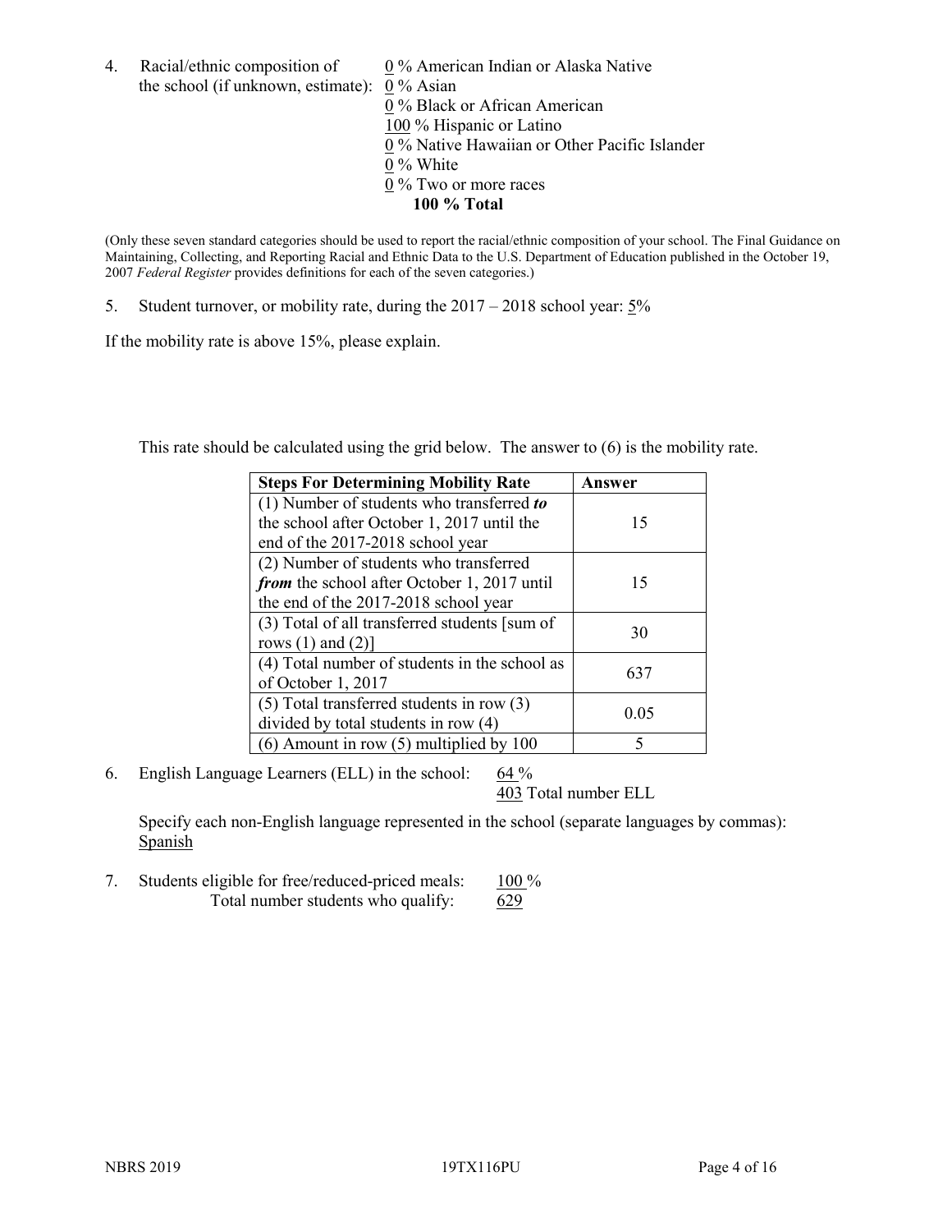4. Racial/ethnic composition of the school (if unknown, estimate):
   0 % American Indian or Alaska Native
   0 % Asian
   0 % Black or African American
   100 % Hispanic or Latino
   0 % Native Hawaiian or Other Pacific Islander
   0 % White
   0 % Two or more races
   **100 % Total**

(Only these seven standard categories should be used to report the racial/ethnic composition of your school. The Final Guidance on Maintaining, Collecting, and Reporting Racial and Ethnic Data to the U.S. Department of Education published in the October 19, 2007 *Federal Register* provides definitions for each of the seven categories.)

5. Student turnover, or mobility rate, during the 2017 – 2018 school year: 5%

If the mobility rate is above 15%, please explain.

This rate should be calculated using the grid below. The answer to (6) is the mobility rate.

| Steps For Determining Mobility Rate | Answer |
|---|---|
| (1) Number of students who transferred ***to*** the school after October 1, 2017 until the end of the 2017-2018 school year | 15 |
| (2) Number of students who transferred ***from*** the school after October 1, 2017 until the end of the 2017-2018 school year | 15 |
| (3) Total of all transferred students [sum of rows (1) and (2)] | 30 |
| (4) Total number of students in the school as of October 1, 2017 | 637 |
| (5) Total transferred students in row (3) divided by total students in row (4) | 0.05 |
| (6) Amount in row (5) multiplied by 100 | 5 |

6. English Language Learners (ELL) in the school: 64 %
   403 Total number ELL

   Specify each non-English language represented in the school (separate languages by commas):
   Spanish

7. Students eligible for free/reduced-priced meals: 100 %
   Total number students who qualify: 629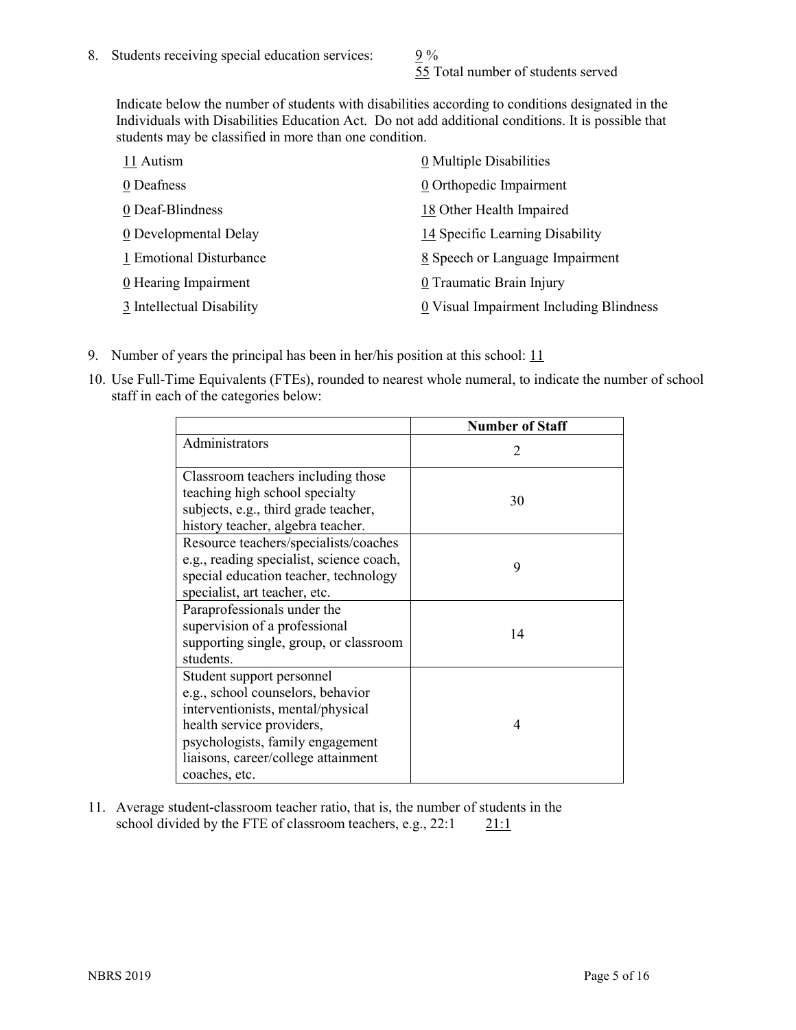8. Students receiving special education services: 9 %
55 Total number of students served

Indicate below the number of students with disabilities according to conditions designated in the Individuals with Disabilities Education Act. Do not add additional conditions. It is possible that students may be classified in more than one condition.

11 Autism
0 Deafness
0 Deaf-Blindness
0 Developmental Delay
1 Emotional Disturbance
0 Hearing Impairment
3 Intellectual Disability
0 Multiple Disabilities
0 Orthopedic Impairment
18 Other Health Impaired
14 Specific Learning Disability
8 Speech or Language Impairment
0 Traumatic Brain Injury
0 Visual Impairment Including Blindness

9. Number of years the principal has been in her/his position at this school: 11

10. Use Full-Time Equivalents (FTEs), rounded to nearest whole numeral, to indicate the number of school staff in each of the categories below:

| | Number of Staff |
|---|---|
| Administrators | 2 |
| Classroom teachers including those teaching high school specialty subjects, e.g., third grade teacher, history teacher, algebra teacher. | 30 |
| Resource teachers/specialists/coaches e.g., reading specialist, science coach, special education teacher, technology specialist, art teacher, etc. | 9 |
| Paraprofessionals under the supervision of a professional supporting single, group, or classroom students. | 14 |
| Student support personnel e.g., school counselors, behavior interventionists, mental/physical health service providers, psychologists, family engagement liaisons, career/college attainment coaches, etc. | 4 |

11. Average student-classroom teacher ratio, that is, the number of students in the school divided by the FTE of classroom teachers, e.g., 22:1 21:1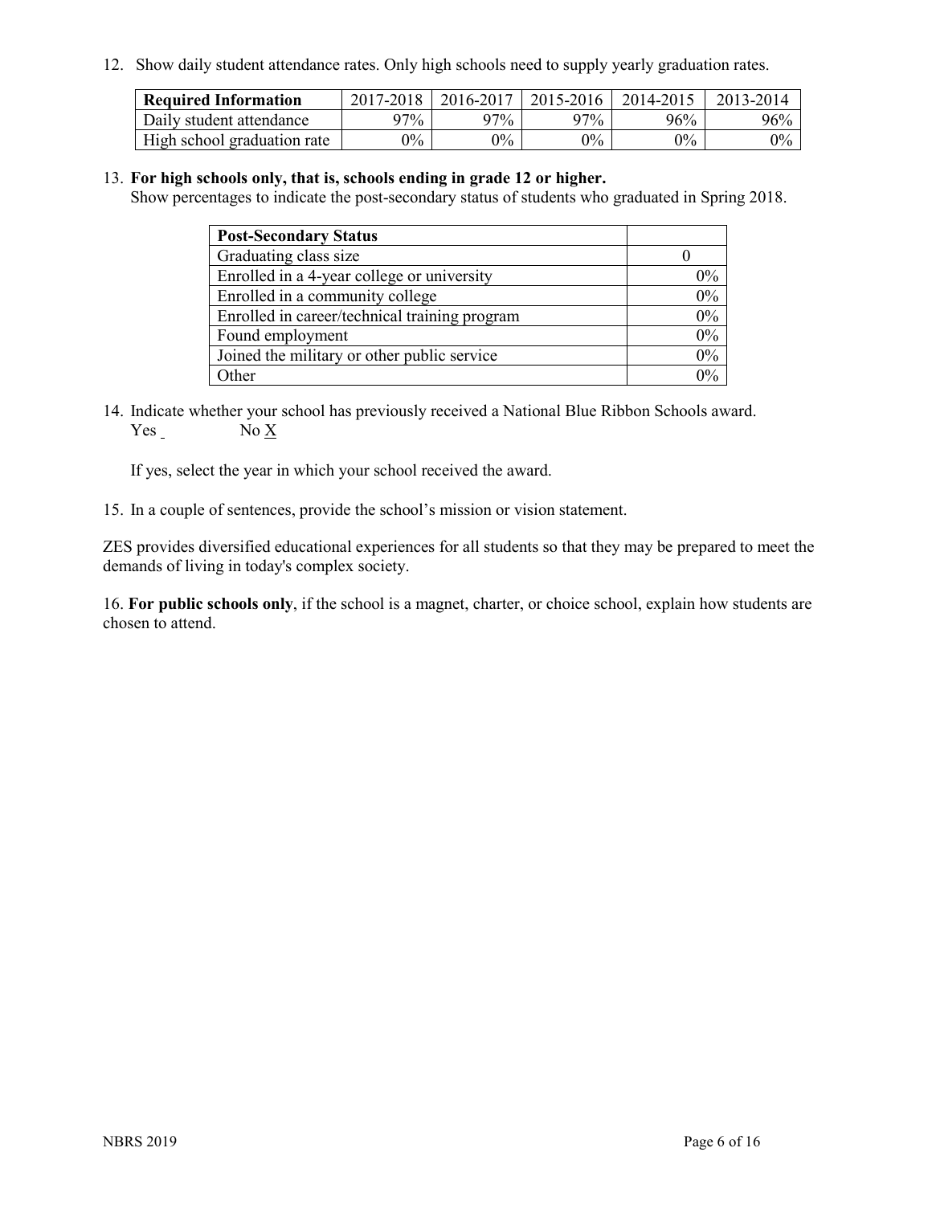12. Show daily student attendance rates. Only high schools need to supply yearly graduation rates.

| Required Information | 2017-2018 | 2016-2017 | 2015-2016 | 2014-2015 | 2013-2014 |
|---|---|---|---|---|---|
| Daily student attendance | 97% | 97% | 97% | 96% | 96% |
| High school graduation rate | 0% | 0% | 0% | 0% | 0% |

13. **For high schools only, that is, schools ending in grade 12 or higher.**
Show percentages to indicate the post-secondary status of students who graduated in Spring 2018.

| Post-Secondary Status | |
|---|---|
| Graduating class size | 0 |
| Enrolled in a 4-year college or university | 0% |
| Enrolled in a community college | 0% |
| Enrolled in career/technical training program | 0% |
| Found employment | 0% |
| Joined the military or other public service | 0% |
| Other | 0% |

14. Indicate whether your school has previously received a National Blue Ribbon Schools award.
Yes _ No X

If yes, select the year in which your school received the award.

15. In a couple of sentences, provide the school's mission or vision statement.

ZES provides diversified educational experiences for all students so that they may be prepared to meet the demands of living in today's complex society.

16. **For public schools only**, if the school is a magnet, charter, or choice school, explain how students are chosen to attend.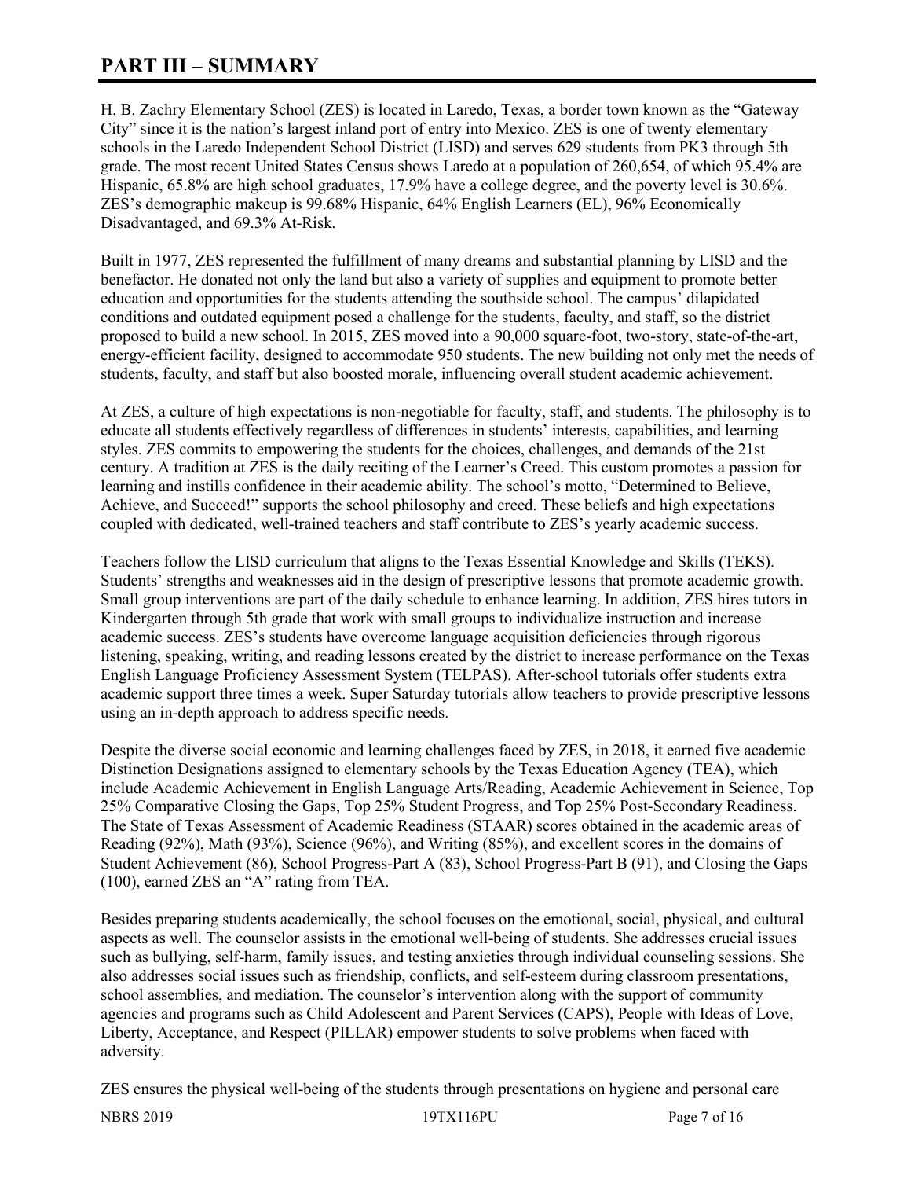# PART III – SUMMARY

H. B. Zachry Elementary School (ZES) is located in Laredo, Texas, a border town known as the "Gateway City" since it is the nation's largest inland port of entry into Mexico. ZES is one of twenty elementary schools in the Laredo Independent School District (LISD) and serves 629 students from PK3 through 5th grade. The most recent United States Census shows Laredo at a population of 260,654, of which 95.4% are Hispanic, 65.8% are high school graduates, 17.9% have a college degree, and the poverty level is 30.6%. ZES's demographic makeup is 99.68% Hispanic, 64% English Learners (EL), 96% Economically Disadvantaged, and 69.3% At-Risk.

Built in 1977, ZES represented the fulfillment of many dreams and substantial planning by LISD and the benefactor. He donated not only the land but also a variety of supplies and equipment to promote better education and opportunities for the students attending the southside school. The campus' dilapidated conditions and outdated equipment posed a challenge for the students, faculty, and staff, so the district proposed to build a new school. In 2015, ZES moved into a 90,000 square-foot, two-story, state-of-the-art, energy-efficient facility, designed to accommodate 950 students. The new building not only met the needs of students, faculty, and staff but also boosted morale, influencing overall student academic achievement.

At ZES, a culture of high expectations is non-negotiable for faculty, staff, and students. The philosophy is to educate all students effectively regardless of differences in students' interests, capabilities, and learning styles. ZES commits to empowering the students for the choices, challenges, and demands of the 21st century. A tradition at ZES is the daily reciting of the Learner's Creed. This custom promotes a passion for learning and instills confidence in their academic ability. The school's motto, "Determined to Believe, Achieve, and Succeed!" supports the school philosophy and creed. These beliefs and high expectations coupled with dedicated, well-trained teachers and staff contribute to ZES's yearly academic success.

Teachers follow the LISD curriculum that aligns to the Texas Essential Knowledge and Skills (TEKS). Students' strengths and weaknesses aid in the design of prescriptive lessons that promote academic growth. Small group interventions are part of the daily schedule to enhance learning. In addition, ZES hires tutors in Kindergarten through 5th grade that work with small groups to individualize instruction and increase academic success. ZES's students have overcome language acquisition deficiencies through rigorous listening, speaking, writing, and reading lessons created by the district to increase performance on the Texas English Language Proficiency Assessment System (TELPAS). After-school tutorials offer students extra academic support three times a week. Super Saturday tutorials allow teachers to provide prescriptive lessons using an in-depth approach to address specific needs.

Despite the diverse social economic and learning challenges faced by ZES, in 2018, it earned five academic Distinction Designations assigned to elementary schools by the Texas Education Agency (TEA), which include Academic Achievement in English Language Arts/Reading, Academic Achievement in Science, Top 25% Comparative Closing the Gaps, Top 25% Student Progress, and Top 25% Post-Secondary Readiness. The State of Texas Assessment of Academic Readiness (STAAR) scores obtained in the academic areas of Reading (92%), Math (93%), Science (96%), and Writing (85%), and excellent scores in the domains of Student Achievement (86), School Progress-Part A (83), School Progress-Part B (91), and Closing the Gaps (100), earned ZES an "A" rating from TEA.

Besides preparing students academically, the school focuses on the emotional, social, physical, and cultural aspects as well. The counselor assists in the emotional well-being of students. She addresses crucial issues such as bullying, self-harm, family issues, and testing anxieties through individual counseling sessions. She also addresses social issues such as friendship, conflicts, and self-esteem during classroom presentations, school assemblies, and mediation. The counselor's intervention along with the support of community agencies and programs such as Child Adolescent and Parent Services (CAPS), People with Ideas of Love, Liberty, Acceptance, and Respect (PILLAR) empower students to solve problems when faced with adversity.

ZES ensures the physical well-being of the students through presentations on hygiene and personal care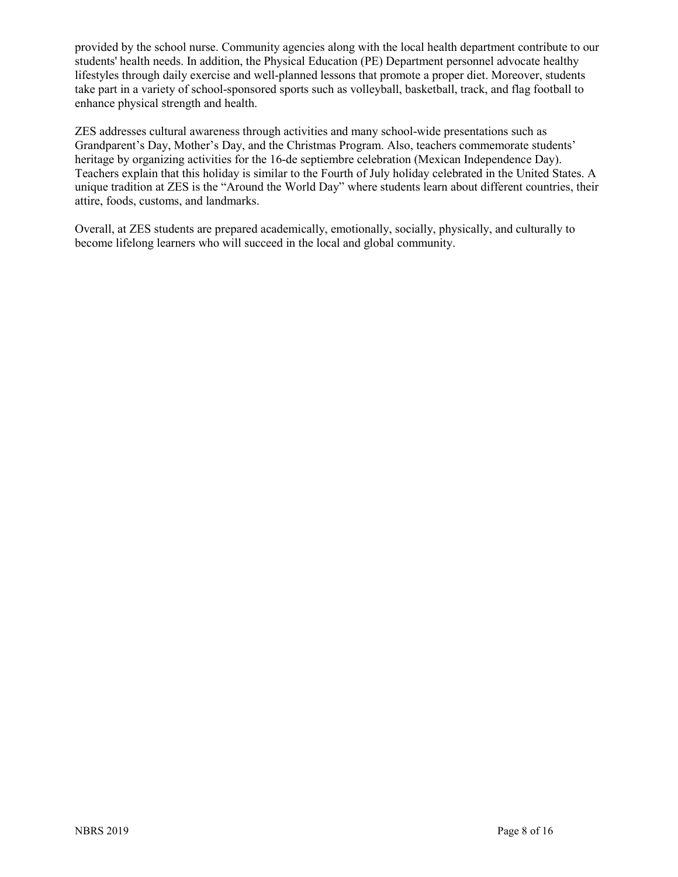provided by the school nurse. Community agencies along with the local health department contribute to our students' health needs. In addition, the Physical Education (PE) Department personnel advocate healthy lifestyles through daily exercise and well-planned lessons that promote a proper diet. Moreover, students take part in a variety of school-sponsored sports such as volleyball, basketball, track, and flag football to enhance physical strength and health.

ZES addresses cultural awareness through activities and many school-wide presentations such as Grandparent's Day, Mother's Day, and the Christmas Program. Also, teachers commemorate students' heritage by organizing activities for the 16-de septiembre celebration (Mexican Independence Day). Teachers explain that this holiday is similar to the Fourth of July holiday celebrated in the United States. A unique tradition at ZES is the "Around the World Day" where students learn about different countries, their attire, foods, customs, and landmarks.

Overall, at ZES students are prepared academically, emotionally, socially, physically, and culturally to become lifelong learners who will succeed in the local and global community.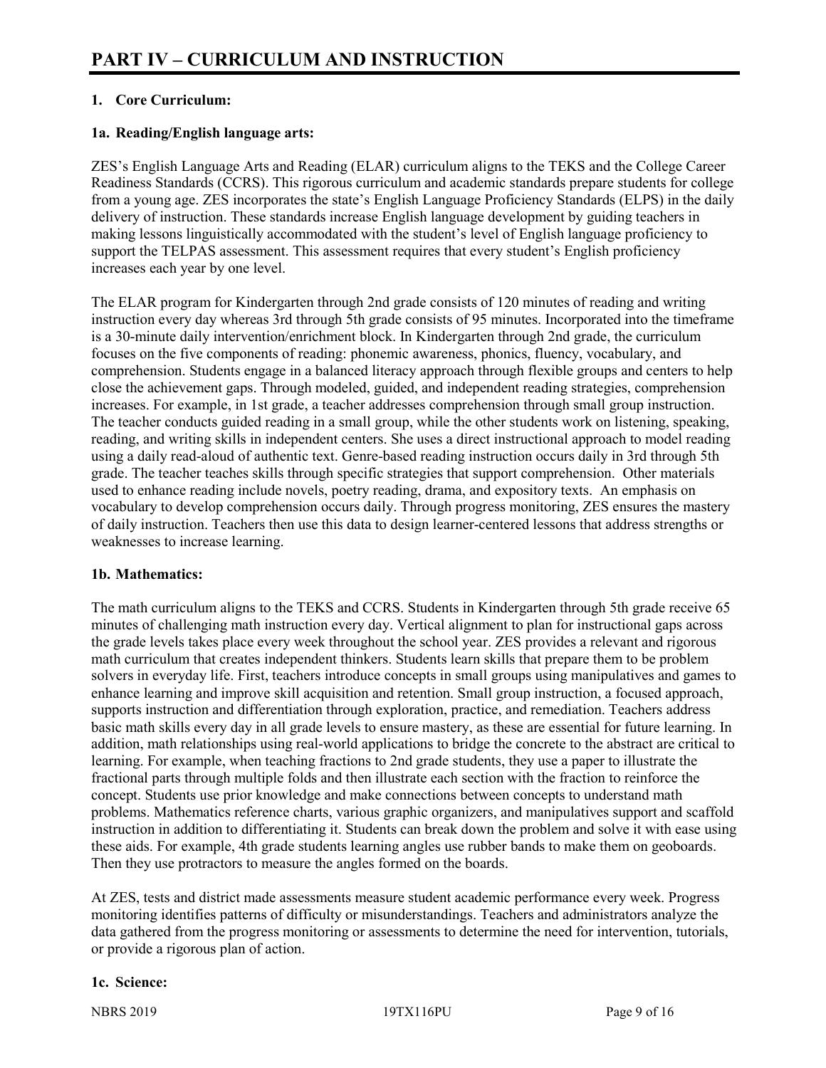# PART IV – CURRICULUM AND INSTRUCTION

## 1. Core Curriculum:

### 1a. Reading/English language arts:

ZES's English Language Arts and Reading (ELAR) curriculum aligns to the TEKS and the College Career Readiness Standards (CCRS). This rigorous curriculum and academic standards prepare students for college from a young age. ZES incorporates the state's English Language Proficiency Standards (ELPS) in the daily delivery of instruction. These standards increase English language development by guiding teachers in making lessons linguistically accommodated with the student's level of English language proficiency to support the TELPAS assessment. This assessment requires that every student's English proficiency increases each year by one level.

The ELAR program for Kindergarten through 2nd grade consists of 120 minutes of reading and writing instruction every day whereas 3rd through 5th grade consists of 95 minutes. Incorporated into the timeframe is a 30-minute daily intervention/enrichment block. In Kindergarten through 2nd grade, the curriculum focuses on the five components of reading: phonemic awareness, phonics, fluency, vocabulary, and comprehension. Students engage in a balanced literacy approach through flexible groups and centers to help close the achievement gaps. Through modeled, guided, and independent reading strategies, comprehension increases. For example, in 1st grade, a teacher addresses comprehension through small group instruction. The teacher conducts guided reading in a small group, while the other students work on listening, speaking, reading, and writing skills in independent centers. She uses a direct instructional approach to model reading using a daily read-aloud of authentic text. Genre-based reading instruction occurs daily in 3rd through 5th grade. The teacher teaches skills through specific strategies that support comprehension. Other materials used to enhance reading include novels, poetry reading, drama, and expository texts. An emphasis on vocabulary to develop comprehension occurs daily. Through progress monitoring, ZES ensures the mastery of daily instruction. Teachers then use this data to design learner-centered lessons that address strengths or weaknesses to increase learning.

### 1b. Mathematics:

The math curriculum aligns to the TEKS and CCRS. Students in Kindergarten through 5th grade receive 65 minutes of challenging math instruction every day. Vertical alignment to plan for instructional gaps across the grade levels takes place every week throughout the school year. ZES provides a relevant and rigorous math curriculum that creates independent thinkers. Students learn skills that prepare them to be problem solvers in everyday life. First, teachers introduce concepts in small groups using manipulatives and games to enhance learning and improve skill acquisition and retention. Small group instruction, a focused approach, supports instruction and differentiation through exploration, practice, and remediation. Teachers address basic math skills every day in all grade levels to ensure mastery, as these are essential for future learning. In addition, math relationships using real-world applications to bridge the concrete to the abstract are critical to learning. For example, when teaching fractions to 2nd grade students, they use a paper to illustrate the fractional parts through multiple folds and then illustrate each section with the fraction to reinforce the concept. Students use prior knowledge and make connections between concepts to understand math problems. Mathematics reference charts, various graphic organizers, and manipulatives support and scaffold instruction in addition to differentiating it. Students can break down the problem and solve it with ease using these aids. For example, 4th grade students learning angles use rubber bands to make them on geoboards. Then they use protractors to measure the angles formed on the boards.

At ZES, tests and district made assessments measure student academic performance every week. Progress monitoring identifies patterns of difficulty or misunderstandings. Teachers and administrators analyze the data gathered from the progress monitoring or assessments to determine the need for intervention, tutorials, or provide a rigorous plan of action.

### 1c. Science: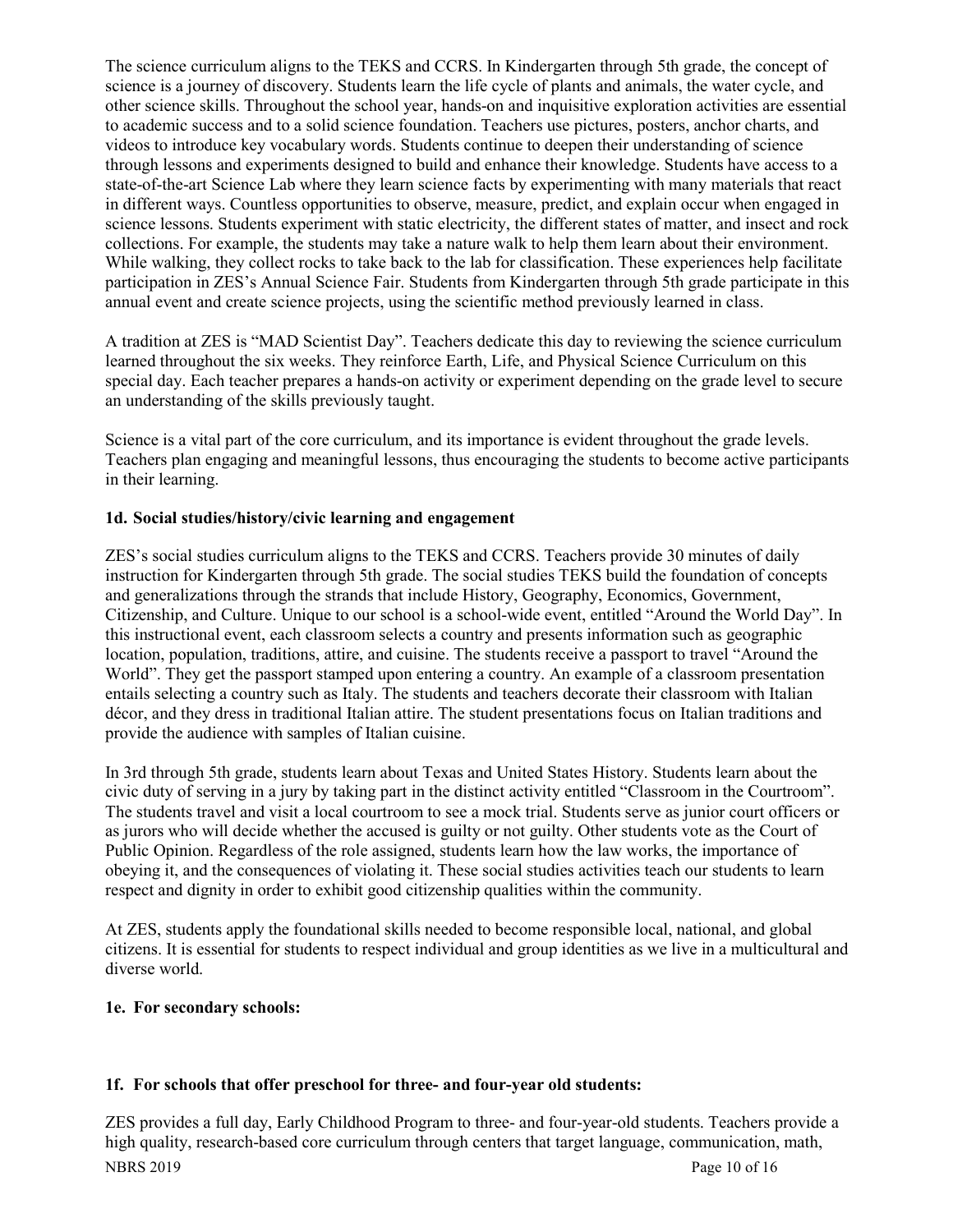The science curriculum aligns to the TEKS and CCRS. In Kindergarten through 5th grade, the concept of science is a journey of discovery. Students learn the life cycle of plants and animals, the water cycle, and other science skills. Throughout the school year, hands-on and inquisitive exploration activities are essential to academic success and to a solid science foundation. Teachers use pictures, posters, anchor charts, and videos to introduce key vocabulary words. Students continue to deepen their understanding of science through lessons and experiments designed to build and enhance their knowledge. Students have access to a state-of-the-art Science Lab where they learn science facts by experimenting with many materials that react in different ways. Countless opportunities to observe, measure, predict, and explain occur when engaged in science lessons. Students experiment with static electricity, the different states of matter, and insect and rock collections. For example, the students may take a nature walk to help them learn about their environment. While walking, they collect rocks to take back to the lab for classification. These experiences help facilitate participation in ZES's Annual Science Fair. Students from Kindergarten through 5th grade participate in this annual event and create science projects, using the scientific method previously learned in class.

A tradition at ZES is "MAD Scientist Day". Teachers dedicate this day to reviewing the science curriculum learned throughout the six weeks. They reinforce Earth, Life, and Physical Science Curriculum on this special day. Each teacher prepares a hands-on activity or experiment depending on the grade level to secure an understanding of the skills previously taught.

Science is a vital part of the core curriculum, and its importance is evident throughout the grade levels. Teachers plan engaging and meaningful lessons, thus encouraging the students to become active participants in their learning.

**1d. Social studies/history/civic learning and engagement**

ZES's social studies curriculum aligns to the TEKS and CCRS. Teachers provide 30 minutes of daily instruction for Kindergarten through 5th grade. The social studies TEKS build the foundation of concepts and generalizations through the strands that include History, Geography, Economics, Government, Citizenship, and Culture. Unique to our school is a school-wide event, entitled "Around the World Day". In this instructional event, each classroom selects a country and presents information such as geographic location, population, traditions, attire, and cuisine. The students receive a passport to travel "Around the World". They get the passport stamped upon entering a country. An example of a classroom presentation entails selecting a country such as Italy. The students and teachers decorate their classroom with Italian décor, and they dress in traditional Italian attire. The student presentations focus on Italian traditions and provide the audience with samples of Italian cuisine.

In 3rd through 5th grade, students learn about Texas and United States History. Students learn about the civic duty of serving in a jury by taking part in the distinct activity entitled "Classroom in the Courtroom". The students travel and visit a local courtroom to see a mock trial. Students serve as junior court officers or as jurors who will decide whether the accused is guilty or not guilty. Other students vote as the Court of Public Opinion. Regardless of the role assigned, students learn how the law works, the importance of obeying it, and the consequences of violating it. These social studies activities teach our students to learn respect and dignity in order to exhibit good citizenship qualities within the community.

At ZES, students apply the foundational skills needed to become responsible local, national, and global citizens. It is essential for students to respect individual and group identities as we live in a multicultural and diverse world.

**1e. For secondary schools:**

**1f. For schools that offer preschool for three- and four-year old students:**

ZES provides a full day, Early Childhood Program to three- and four-year-old students. Teachers provide a high quality, research-based core curriculum through centers that target language, communication, math,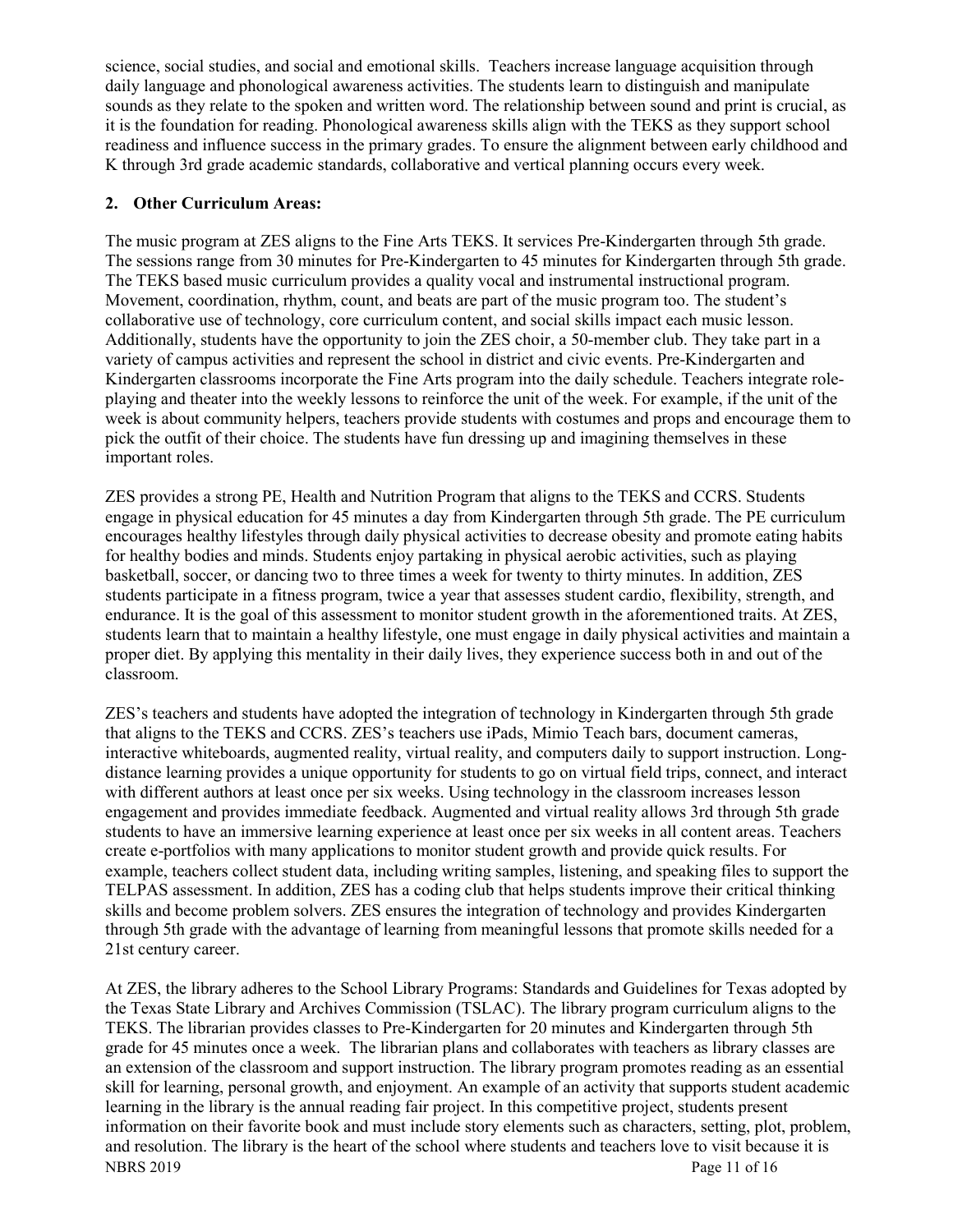science, social studies, and social and emotional skills. Teachers increase language acquisition through daily language and phonological awareness activities. The students learn to distinguish and manipulate sounds as they relate to the spoken and written word. The relationship between sound and print is crucial, as it is the foundation for reading. Phonological awareness skills align with the TEKS as they support school readiness and influence success in the primary grades. To ensure the alignment between early childhood and K through 3rd grade academic standards, collaborative and vertical planning occurs every week.

**2. Other Curriculum Areas:**

The music program at ZES aligns to the Fine Arts TEKS. It services Pre-Kindergarten through 5th grade. The sessions range from 30 minutes for Pre-Kindergarten to 45 minutes for Kindergarten through 5th grade. The TEKS based music curriculum provides a quality vocal and instrumental instructional program. Movement, coordination, rhythm, count, and beats are part of the music program too. The student's collaborative use of technology, core curriculum content, and social skills impact each music lesson. Additionally, students have the opportunity to join the ZES choir, a 50-member club. They take part in a variety of campus activities and represent the school in district and civic events. Pre-Kindergarten and Kindergarten classrooms incorporate the Fine Arts program into the daily schedule. Teachers integrate role-playing and theater into the weekly lessons to reinforce the unit of the week. For example, if the unit of the week is about community helpers, teachers provide students with costumes and props and encourage them to pick the outfit of their choice. The students have fun dressing up and imagining themselves in these important roles.

ZES provides a strong PE, Health and Nutrition Program that aligns to the TEKS and CCRS. Students engage in physical education for 45 minutes a day from Kindergarten through 5th grade. The PE curriculum encourages healthy lifestyles through daily physical activities to decrease obesity and promote eating habits for healthy bodies and minds. Students enjoy partaking in physical aerobic activities, such as playing basketball, soccer, or dancing two to three times a week for twenty to thirty minutes. In addition, ZES students participate in a fitness program, twice a year that assesses student cardio, flexibility, strength, and endurance. It is the goal of this assessment to monitor student growth in the aforementioned traits. At ZES, students learn that to maintain a healthy lifestyle, one must engage in daily physical activities and maintain a proper diet. By applying this mentality in their daily lives, they experience success both in and out of the classroom.

ZES's teachers and students have adopted the integration of technology in Kindergarten through 5th grade that aligns to the TEKS and CCRS. ZES's teachers use iPads, Mimio Teach bars, document cameras, interactive whiteboards, augmented reality, virtual reality, and computers daily to support instruction. Long-distance learning provides a unique opportunity for students to go on virtual field trips, connect, and interact with different authors at least once per six weeks. Using technology in the classroom increases lesson engagement and provides immediate feedback. Augmented and virtual reality allows 3rd through 5th grade students to have an immersive learning experience at least once per six weeks in all content areas. Teachers create e-portfolios with many applications to monitor student growth and provide quick results. For example, teachers collect student data, including writing samples, listening, and speaking files to support the TELPAS assessment. In addition, ZES has a coding club that helps students improve their critical thinking skills and become problem solvers. ZES ensures the integration of technology and provides Kindergarten through 5th grade with the advantage of learning from meaningful lessons that promote skills needed for a 21st century career.

At ZES, the library adheres to the School Library Programs: Standards and Guidelines for Texas adopted by the Texas State Library and Archives Commission (TSLAC). The library program curriculum aligns to the TEKS. The librarian provides classes to Pre-Kindergarten for 20 minutes and Kindergarten through 5th grade for 45 minutes once a week. The librarian plans and collaborates with teachers as library classes are an extension of the classroom and support instruction. The library program promotes reading as an essential skill for learning, personal growth, and enjoyment. An example of an activity that supports student academic learning in the library is the annual reading fair project. In this competitive project, students present information on their favorite book and must include story elements such as characters, setting, plot, problem, and resolution. The library is the heart of the school where students and teachers love to visit because it is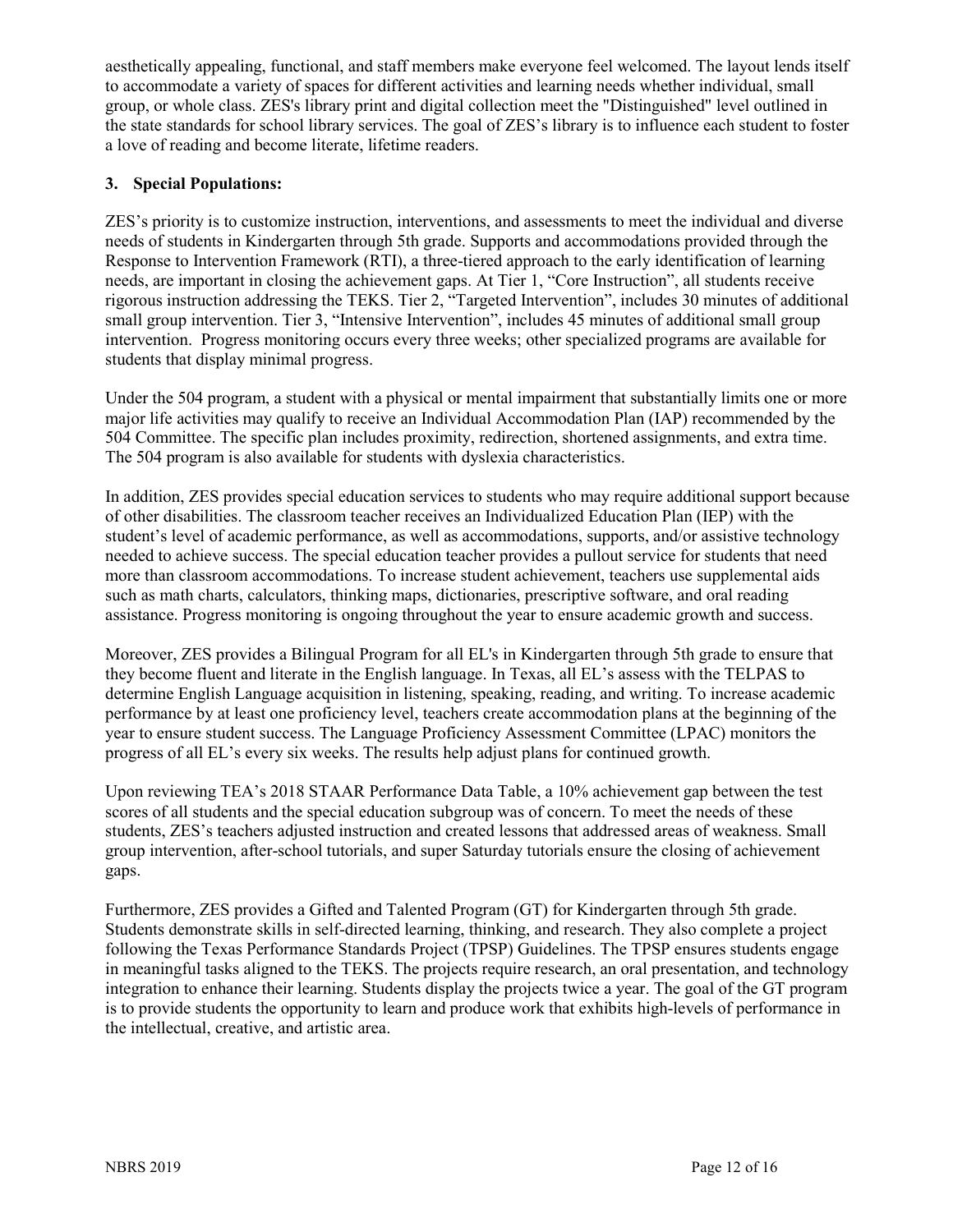aesthetically appealing, functional, and staff members make everyone feel welcomed. The layout lends itself to accommodate a variety of spaces for different activities and learning needs whether individual, small group, or whole class. ZES's library print and digital collection meet the "Distinguished" level outlined in the state standards for school library services. The goal of ZES's library is to influence each student to foster a love of reading and become literate, lifetime readers.

**3. Special Populations:**

ZES's priority is to customize instruction, interventions, and assessments to meet the individual and diverse needs of students in Kindergarten through 5th grade. Supports and accommodations provided through the Response to Intervention Framework (RTI), a three-tiered approach to the early identification of learning needs, are important in closing the achievement gaps. At Tier 1, "Core Instruction", all students receive rigorous instruction addressing the TEKS. Tier 2, "Targeted Intervention", includes 30 minutes of additional small group intervention. Tier 3, "Intensive Intervention", includes 45 minutes of additional small group intervention. Progress monitoring occurs every three weeks; other specialized programs are available for students that display minimal progress.

Under the 504 program, a student with a physical or mental impairment that substantially limits one or more major life activities may qualify to receive an Individual Accommodation Plan (IAP) recommended by the 504 Committee. The specific plan includes proximity, redirection, shortened assignments, and extra time. The 504 program is also available for students with dyslexia characteristics.

In addition, ZES provides special education services to students who may require additional support because of other disabilities. The classroom teacher receives an Individualized Education Plan (IEP) with the student's level of academic performance, as well as accommodations, supports, and/or assistive technology needed to achieve success. The special education teacher provides a pullout service for students that need more than classroom accommodations. To increase student achievement, teachers use supplemental aids such as math charts, calculators, thinking maps, dictionaries, prescriptive software, and oral reading assistance. Progress monitoring is ongoing throughout the year to ensure academic growth and success.

Moreover, ZES provides a Bilingual Program for all EL's in Kindergarten through 5th grade to ensure that they become fluent and literate in the English language. In Texas, all EL's assess with the TELPAS to determine English Language acquisition in listening, speaking, reading, and writing. To increase academic performance by at least one proficiency level, teachers create accommodation plans at the beginning of the year to ensure student success. The Language Proficiency Assessment Committee (LPAC) monitors the progress of all EL's every six weeks. The results help adjust plans for continued growth.

Upon reviewing TEA's 2018 STAAR Performance Data Table, a 10% achievement gap between the test scores of all students and the special education subgroup was of concern. To meet the needs of these students, ZES's teachers adjusted instruction and created lessons that addressed areas of weakness. Small group intervention, after-school tutorials, and super Saturday tutorials ensure the closing of achievement gaps.

Furthermore, ZES provides a Gifted and Talented Program (GT) for Kindergarten through 5th grade. Students demonstrate skills in self-directed learning, thinking, and research. They also complete a project following the Texas Performance Standards Project (TPSP) Guidelines. The TPSP ensures students engage in meaningful tasks aligned to the TEKS. The projects require research, an oral presentation, and technology integration to enhance their learning. Students display the projects twice a year. The goal of the GT program is to provide students the opportunity to learn and produce work that exhibits high-levels of performance in the intellectual, creative, and artistic area.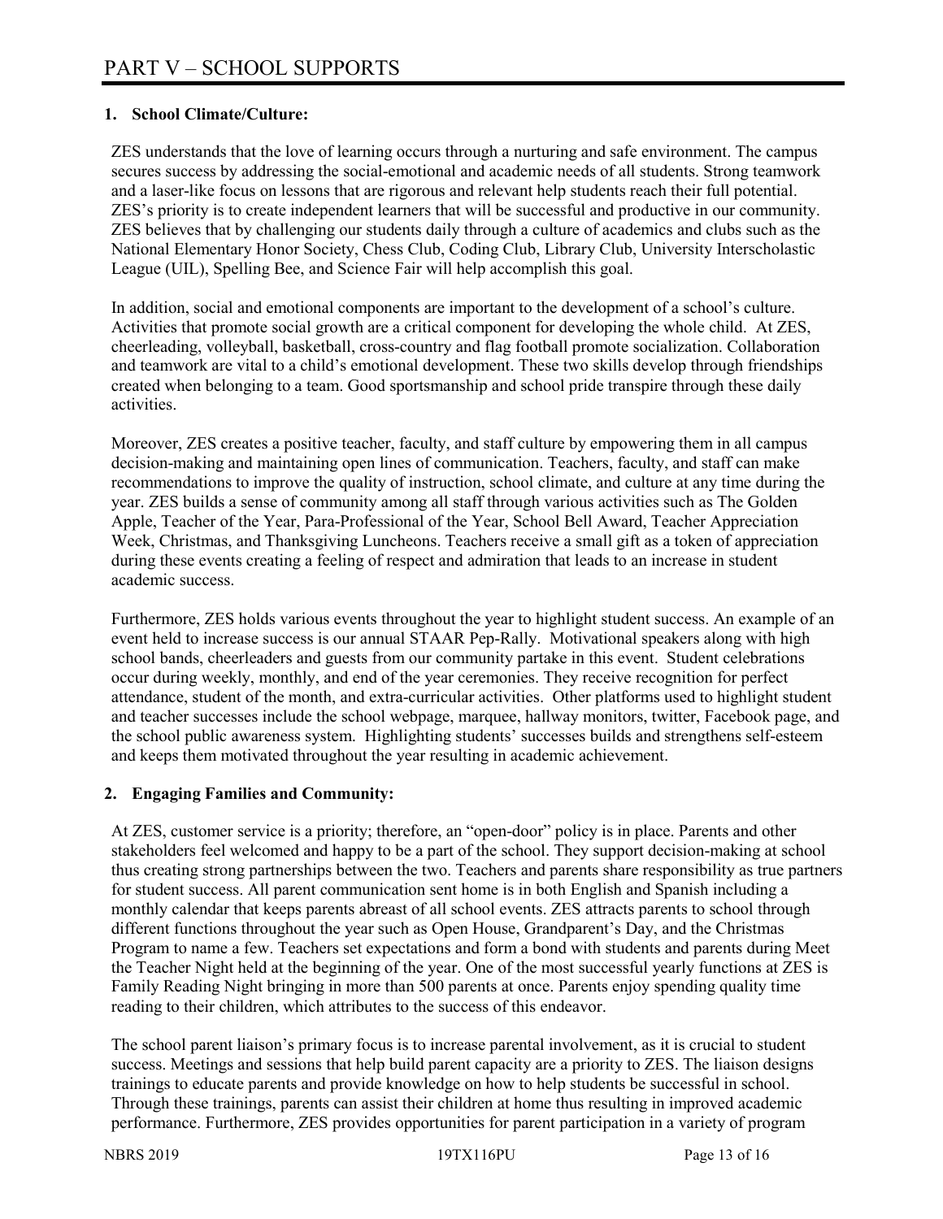# PART V – SCHOOL SUPPORTS

## 1. School Climate/Culture:

ZES understands that the love of learning occurs through a nurturing and safe environment. The campus secures success by addressing the social-emotional and academic needs of all students. Strong teamwork and a laser-like focus on lessons that are rigorous and relevant help students reach their full potential. ZES's priority is to create independent learners that will be successful and productive in our community. ZES believes that by challenging our students daily through a culture of academics and clubs such as the National Elementary Honor Society, Chess Club, Coding Club, Library Club, University Interscholastic League (UIL), Spelling Bee, and Science Fair will help accomplish this goal.

In addition, social and emotional components are important to the development of a school's culture. Activities that promote social growth are a critical component for developing the whole child. At ZES, cheerleading, volleyball, basketball, cross-country and flag football promote socialization. Collaboration and teamwork are vital to a child's emotional development. These two skills develop through friendships created when belonging to a team. Good sportsmanship and school pride transpire through these daily activities.

Moreover, ZES creates a positive teacher, faculty, and staff culture by empowering them in all campus decision-making and maintaining open lines of communication. Teachers, faculty, and staff can make recommendations to improve the quality of instruction, school climate, and culture at any time during the year. ZES builds a sense of community among all staff through various activities such as The Golden Apple, Teacher of the Year, Para-Professional of the Year, School Bell Award, Teacher Appreciation Week, Christmas, and Thanksgiving Luncheons. Teachers receive a small gift as a token of appreciation during these events creating a feeling of respect and admiration that leads to an increase in student academic success.

Furthermore, ZES holds various events throughout the year to highlight student success. An example of an event held to increase success is our annual STAAR Pep-Rally. Motivational speakers along with high school bands, cheerleaders and guests from our community partake in this event. Student celebrations occur during weekly, monthly, and end of the year ceremonies. They receive recognition for perfect attendance, student of the month, and extra-curricular activities. Other platforms used to highlight student and teacher successes include the school webpage, marquee, hallway monitors, twitter, Facebook page, and the school public awareness system. Highlighting students' successes builds and strengthens self-esteem and keeps them motivated throughout the year resulting in academic achievement.

## 2. Engaging Families and Community:

At ZES, customer service is a priority; therefore, an "open-door" policy is in place. Parents and other stakeholders feel welcomed and happy to be a part of the school. They support decision-making at school thus creating strong partnerships between the two. Teachers and parents share responsibility as true partners for student success. All parent communication sent home is in both English and Spanish including a monthly calendar that keeps parents abreast of all school events. ZES attracts parents to school through different functions throughout the year such as Open House, Grandparent's Day, and the Christmas Program to name a few. Teachers set expectations and form a bond with students and parents during Meet the Teacher Night held at the beginning of the year. One of the most successful yearly functions at ZES is Family Reading Night bringing in more than 500 parents at once. Parents enjoy spending quality time reading to their children, which attributes to the success of this endeavor.

The school parent liaison's primary focus is to increase parental involvement, as it is crucial to student success. Meetings and sessions that help build parent capacity are a priority to ZES. The liaison designs trainings to educate parents and provide knowledge on how to help students be successful in school. Through these trainings, parents can assist their children at home thus resulting in improved academic performance. Furthermore, ZES provides opportunities for parent participation in a variety of program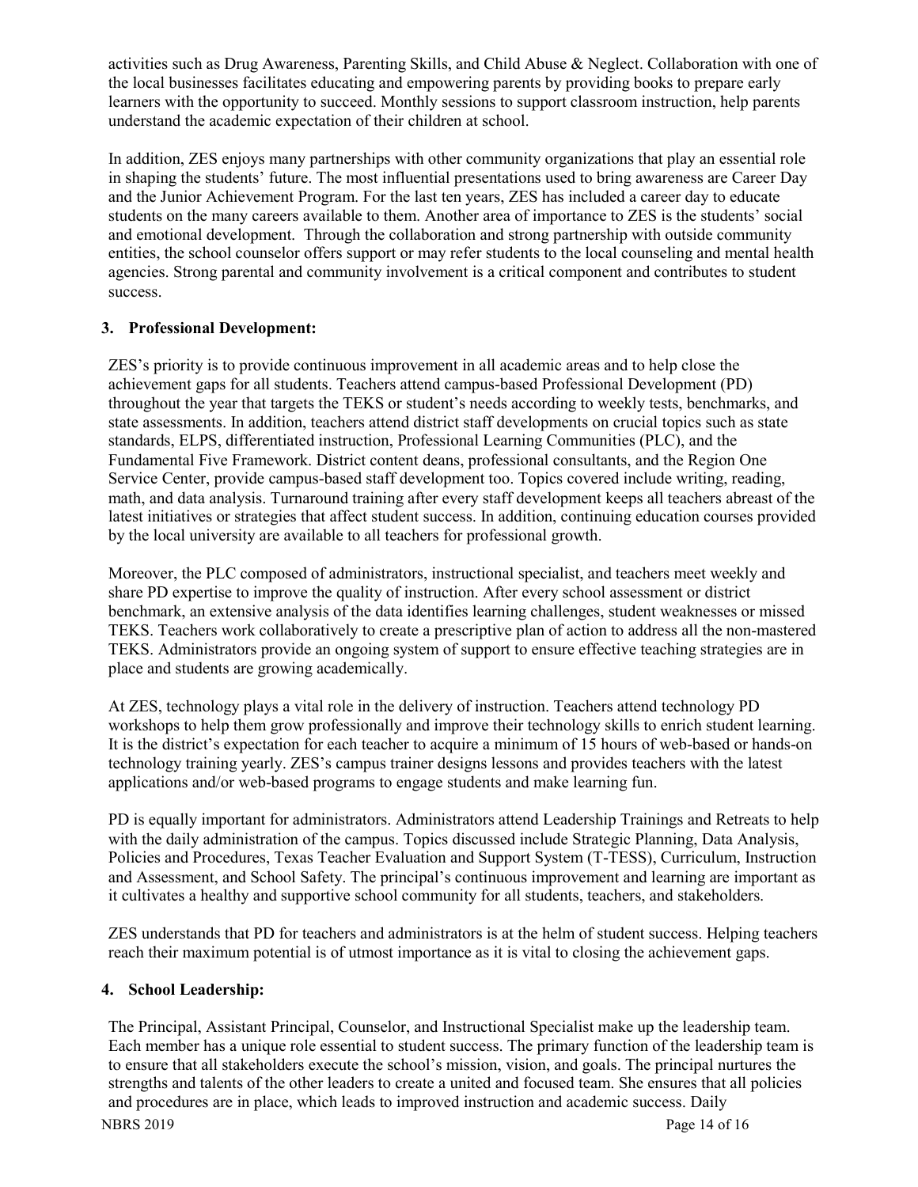activities such as Drug Awareness, Parenting Skills, and Child Abuse & Neglect. Collaboration with one of the local businesses facilitates educating and empowering parents by providing books to prepare early learners with the opportunity to succeed. Monthly sessions to support classroom instruction, help parents understand the academic expectation of their children at school.

In addition, ZES enjoys many partnerships with other community organizations that play an essential role in shaping the students' future. The most influential presentations used to bring awareness are Career Day and the Junior Achievement Program. For the last ten years, ZES has included a career day to educate students on the many careers available to them. Another area of importance to ZES is the students' social and emotional development. Through the collaboration and strong partnership with outside community entities, the school counselor offers support or may refer students to the local counseling and mental health agencies. Strong parental and community involvement is a critical component and contributes to student success.

## 3. Professional Development:

ZES's priority is to provide continuous improvement in all academic areas and to help close the achievement gaps for all students. Teachers attend campus-based Professional Development (PD) throughout the year that targets the TEKS or student's needs according to weekly tests, benchmarks, and state assessments. In addition, teachers attend district staff developments on crucial topics such as state standards, ELPS, differentiated instruction, Professional Learning Communities (PLC), and the Fundamental Five Framework. District content deans, professional consultants, and the Region One Service Center, provide campus-based staff development too. Topics covered include writing, reading, math, and data analysis. Turnaround training after every staff development keeps all teachers abreast of the latest initiatives or strategies that affect student success. In addition, continuing education courses provided by the local university are available to all teachers for professional growth.

Moreover, the PLC composed of administrators, instructional specialist, and teachers meet weekly and share PD expertise to improve the quality of instruction. After every school assessment or district benchmark, an extensive analysis of the data identifies learning challenges, student weaknesses or missed TEKS. Teachers work collaboratively to create a prescriptive plan of action to address all the non-mastered TEKS. Administrators provide an ongoing system of support to ensure effective teaching strategies are in place and students are growing academically.

At ZES, technology plays a vital role in the delivery of instruction. Teachers attend technology PD workshops to help them grow professionally and improve their technology skills to enrich student learning. It is the district's expectation for each teacher to acquire a minimum of 15 hours of web-based or hands-on technology training yearly. ZES's campus trainer designs lessons and provides teachers with the latest applications and/or web-based programs to engage students and make learning fun.

PD is equally important for administrators. Administrators attend Leadership Trainings and Retreats to help with the daily administration of the campus. Topics discussed include Strategic Planning, Data Analysis, Policies and Procedures, Texas Teacher Evaluation and Support System (T-TESS), Curriculum, Instruction and Assessment, and School Safety. The principal's continuous improvement and learning are important as it cultivates a healthy and supportive school community for all students, teachers, and stakeholders.

ZES understands that PD for teachers and administrators is at the helm of student success. Helping teachers reach their maximum potential is of utmost importance as it is vital to closing the achievement gaps.

## 4. School Leadership:

The Principal, Assistant Principal, Counselor, and Instructional Specialist make up the leadership team. Each member has a unique role essential to student success. The primary function of the leadership team is to ensure that all stakeholders execute the school's mission, vision, and goals. The principal nurtures the strengths and talents of the other leaders to create a united and focused team. She ensures that all policies and procedures are in place, which leads to improved instruction and academic success. Daily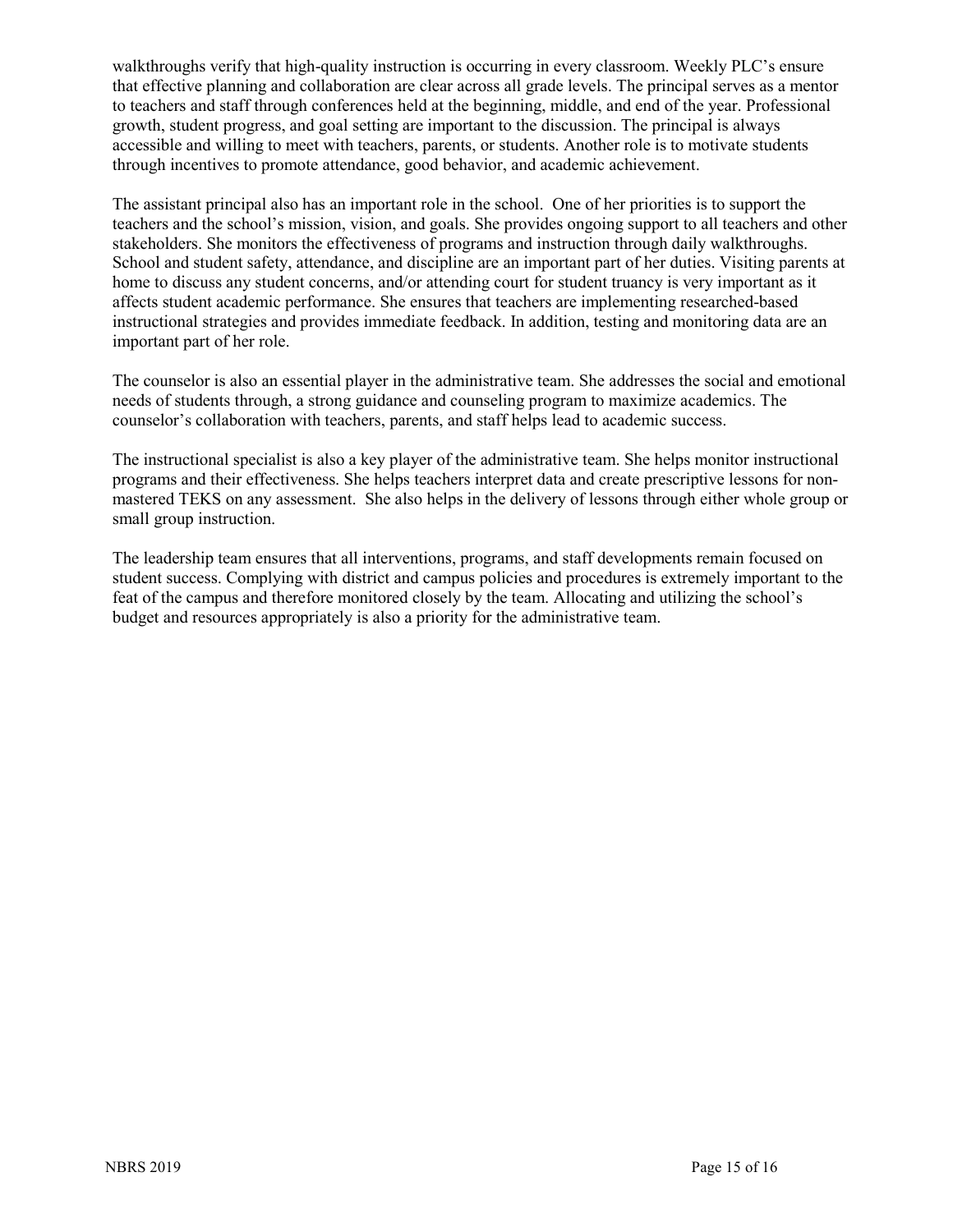walkthroughs verify that high-quality instruction is occurring in every classroom. Weekly PLC's ensure that effective planning and collaboration are clear across all grade levels. The principal serves as a mentor to teachers and staff through conferences held at the beginning, middle, and end of the year. Professional growth, student progress, and goal setting are important to the discussion. The principal is always accessible and willing to meet with teachers, parents, or students. Another role is to motivate students through incentives to promote attendance, good behavior, and academic achievement.

The assistant principal also has an important role in the school. One of her priorities is to support the teachers and the school's mission, vision, and goals. She provides ongoing support to all teachers and other stakeholders. She monitors the effectiveness of programs and instruction through daily walkthroughs. School and student safety, attendance, and discipline are an important part of her duties. Visiting parents at home to discuss any student concerns, and/or attending court for student truancy is very important as it affects student academic performance. She ensures that teachers are implementing researched-based instructional strategies and provides immediate feedback. In addition, testing and monitoring data are an important part of her role.

The counselor is also an essential player in the administrative team. She addresses the social and emotional needs of students through, a strong guidance and counseling program to maximize academics. The counselor's collaboration with teachers, parents, and staff helps lead to academic success.

The instructional specialist is also a key player of the administrative team. She helps monitor instructional programs and their effectiveness. She helps teachers interpret data and create prescriptive lessons for non-mastered TEKS on any assessment. She also helps in the delivery of lessons through either whole group or small group instruction.

The leadership team ensures that all interventions, programs, and staff developments remain focused on student success. Complying with district and campus policies and procedures is extremely important to the feat of the campus and therefore monitored closely by the team. Allocating and utilizing the school's budget and resources appropriately is also a priority for the administrative team.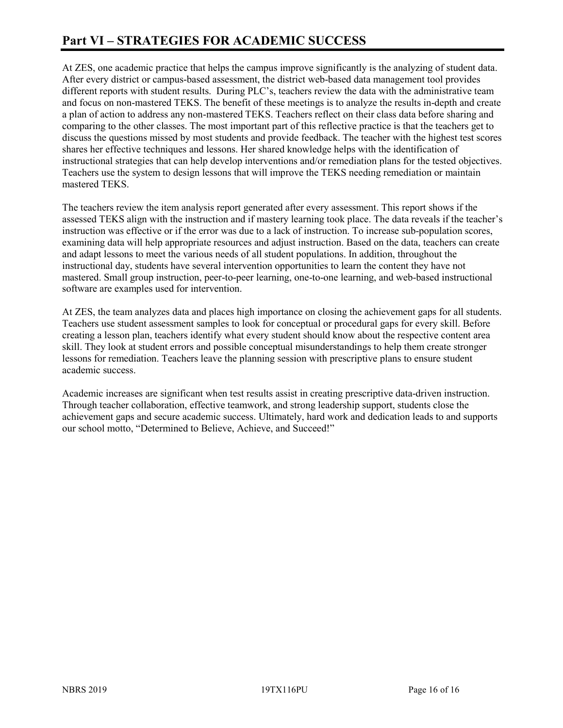# Part VI – STRATEGIES FOR ACADEMIC SUCCESS

At ZES, one academic practice that helps the campus improve significantly is the analyzing of student data. After every district or campus-based assessment, the district web-based data management tool provides different reports with student results. During PLC's, teachers review the data with the administrative team and focus on non-mastered TEKS. The benefit of these meetings is to analyze the results in-depth and create a plan of action to address any non-mastered TEKS. Teachers reflect on their class data before sharing and comparing to the other classes. The most important part of this reflective practice is that the teachers get to discuss the questions missed by most students and provide feedback. The teacher with the highest test scores shares her effective techniques and lessons. Her shared knowledge helps with the identification of instructional strategies that can help develop interventions and/or remediation plans for the tested objectives. Teachers use the system to design lessons that will improve the TEKS needing remediation or maintain mastered TEKS.

The teachers review the item analysis report generated after every assessment. This report shows if the assessed TEKS align with the instruction and if mastery learning took place. The data reveals if the teacher's instruction was effective or if the error was due to a lack of instruction. To increase sub-population scores, examining data will help appropriate resources and adjust instruction. Based on the data, teachers can create and adapt lessons to meet the various needs of all student populations. In addition, throughout the instructional day, students have several intervention opportunities to learn the content they have not mastered. Small group instruction, peer-to-peer learning, one-to-one learning, and web-based instructional software are examples used for intervention.

At ZES, the team analyzes data and places high importance on closing the achievement gaps for all students. Teachers use student assessment samples to look for conceptual or procedural gaps for every skill. Before creating a lesson plan, teachers identify what every student should know about the respective content area skill. They look at student errors and possible conceptual misunderstandings to help them create stronger lessons for remediation. Teachers leave the planning session with prescriptive plans to ensure student academic success.

Academic increases are significant when test results assist in creating prescriptive data-driven instruction. Through teacher collaboration, effective teamwork, and strong leadership support, students close the achievement gaps and secure academic success. Ultimately, hard work and dedication leads to and supports our school motto, "Determined to Believe, Achieve, and Succeed!"